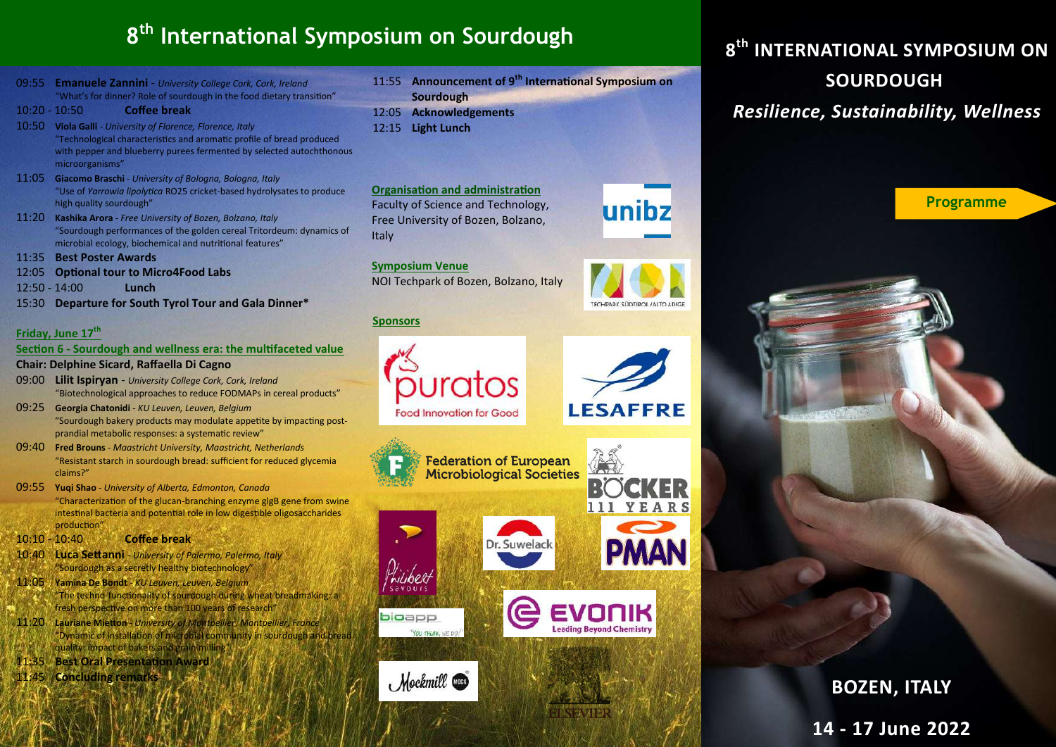# 8th International Symposium on Sourdough

09:55 **Emanuele Zannini** - *University College Cork, Cork, Ireland*
"What's for dinner? Role of sourdough in the food dietary transition"

10:20 - 10:50 **Coffee break**

10:50 **Viola Galli** - *University of Florence, Florence, Italy*
"Technological characteristics and aromatic profile of bread produced with pepper and blueberry purees fermented by selected autochthonous microorganisms"

11:05 **Giacomo Braschi** - *University of Bologna, Bologna, Italy*
"Use of *Yarrowia lipolytica* RO25 cricket-based hydrolysates to produce high quality sourdough"

11:20 **Kashika Arora** - *Free University of Bozen, Bolzano, Italy*
"Sourdough performances of the golden cereal Tritordeum: dynamics of microbial ecology, biochemical and nutritional features"

11:35 **Best Poster Awards**

12:05 **Optional tour to Micro4Food Labs**

12:50 - 14:00 **Lunch**

15:30 **Departure for South Tyrol Tour and Gala Dinner***

## Friday, June 17th

### Section 6 - Sourdough and wellness era: the multifaceted value

**Chair: Delphine Sicard, Raffaella Di Cagno**

09:00 **Lilit Ispiryan** - *University College Cork, Cork, Ireland*
"Biotechnological approaches to reduce FODMAPs in cereal products"

09:25 **Georgia Chatonidi** - *KU Leuven, Leuven, Belgium*
"Sourdough bakery products may modulate appetite by impacting post-prandial metabolic responses: a systematic review"

09:40 **Fred Brouns** - *Maastricht University, Maastricht, Netherlands*
"Resistant starch in sourdough bread: sufficient for reduced glycemia claims?"

09:55 **Yuqi Shao** - *University of Alberta, Edmonton, Canada*
"Characterization of the glucan-branching enzyme glgB gene from swine intestinal bacteria and potential role in low digestible oligosaccharides production"

10:10 - 10:40 **Coffee break**

10:40 **Luca Settanni** - *University of Palermo, Palermo, Italy*
"Sourdough as a secretly healthy biotechnology"

11:05 **Yamina De Bondt** - *KU Leuven, Leuven, Belgium*
"The techno-functionality of sourdough during wheat breadmaking: a fresh perspective on more than 100 years of research"

11:20 **Lauriane Mietton** - *University of Montpellier, Montpellier, France*
"Dynamic of installation of microbial community in sourdough and bread quality: impact of bakers and grain milling"

11:35 **Best Oral Presentation Award**

11:45 **Concluding remarks**

11:55 **Announcement of 9th International Symposium on Sourdough**

12:05 **Acknowledgements**

12:15 **Light Lunch**

### Organisation and administration

Faculty of Science and Technology, Free University of Bozen, Bolzano, Italy

unibz

### Symposium Venue

NOI Techpark of Bozen, Bolzano, Italy

TECHPARK SÜDTIROL/ALTO ADIGE

### Sponsors

puratos – Food Innovation for Good
LESAFFRE
Federation of European Microbiological Societies
BÖCKER 111 YEARS
Philibert savours
Dr. Suwelack
PMAN
bioapp – "You think, we do!"
EVONIK – Leading Beyond Chemistry
Mockmill
ELSEVIER

# 8th INTERNATIONAL SYMPOSIUM ON SOURDOUGH

## *Resilience, Sustainability, Wellness*

**Programme**

**BOZEN, ITALY**

**14 - 17 June 2022**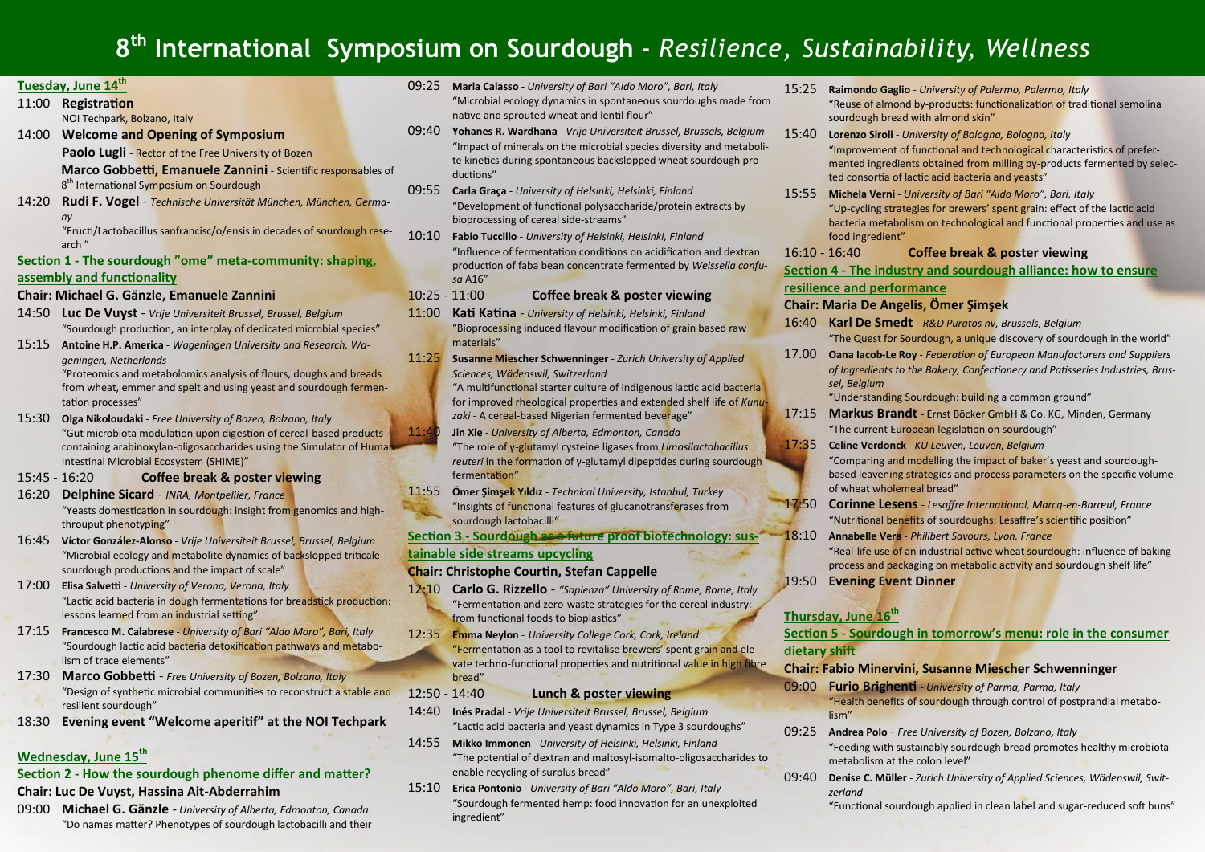# 8th International Symposium on Sourdough - *Resilience, Sustainability, Wellness*

## Tuesday, June 14th

**11:00 Registration**
NOI Techpark, Bolzano, Italy

**14:00 Welcome and Opening of Symposium**
**Paolo Lugli** - Rector of the Free University of Bozen
**Marco Gobbetti, Emanuele Zannini** - Scientific responsables of 8th International Symposium on Sourdough

**14:20 Rudi F. Vogel** - *Technische Universität München, München, Germany*
"Fructi/Lactobacillus sanfrancisc/o/ensis in decades of sourdough research"

### Section 1 - The sourdough "ome" meta-community: shaping, assembly and functionality

**Chair: Michael G. Gänzle, Emanuele Zannini**

**14:50 Luc De Vuyst** - *Vrije Universiteit Brussel, Brussel, Belgium*
"Sourdough production, an interplay of dedicated microbial species"

**15:15 Antoine H.P. America** - *Wageningen University and Research, Wageningen, Netherlands*
"Proteomics and metabolomics analysis of flours, doughs and breads from wheat, emmer and spelt and using yeast and sourdough fermentation processes"

**15:30 Olga Nikoloudaki** - *Free University of Bozen, Bolzano, Italy*
"Gut microbiota modulation upon digestion of cereal-based products containing arabinoxylan-oligosaccharides using the Simulator of Human Intestinal Microbial Ecosystem (SHIME)"

**15:45 - 16:20 Coffee break & poster viewing**

**16:20 Delphine Sicard** - *INRA, Montpellier, France*
"Yeasts domestication in sourdough: insight from genomics and high-throuput phenotyping"

**16:45 Víctor González-Alonso** - *Vrije Universiteit Brussel, Brussel, Belgium*
"Microbial ecology and metabolite dynamics of backslopped triticale sourdough productions and the impact of scale"

**17:00 Elisa Salvetti** - *University of Verona, Verona, Italy*
"Lactic acid bacteria in dough fermentations for breadstick production: lessons learned from an industrial setting"

**17:15 Francesco M. Calabrese** - *University of Bari "Aldo Moro", Bari, Italy*
"Sourdough lactic acid bacteria detoxification pathways and metabolism of trace elements"

**17:30 Marco Gobbetti** - *Free University of Bozen, Bolzano, Italy*
"Design of synthetic microbial communities to reconstruct a stable and resilient sourdough"

**18:30 Evening event "Welcome aperitif" at the NOI Techpark**

## Wednesday, June 15th

### Section 2 - How the sourdough phenome differ and matter?

**Chair: Luc De Vuyst, Hassina Ait-Abderrahim**

**09:00 Michael G. Gänzle** - *University of Alberta, Edmonton, Canada*
"Do names matter? Phenotypes of sourdough lactobacilli and their native and sprouted wheat and lentil flour"

**09:25 Maria Calasso** - *University of Bari "Aldo Moro", Bari, Italy*
"Microbial ecology dynamics in spontaneous sourdoughs made from native and sprouted wheat and lentil flour"

**09:40 Yohanes R. Wardhana** - *Vrije Universiteit Brussel, Brussels, Belgium*
"Impact of minerals on the microbial species diversity and metabolite kinetics during spontaneous backslopped wheat sourdough productions"

**09:55 Carla Graça** - *University of Helsinki, Helsinki, Finland*
"Development of functional polysaccharide/protein extracts by bioprocessing of cereal side-streams"

**10:10 Fabio Tuccillo** - *University of Helsinki, Helsinki, Finland*
"Influence of fermentation conditions on acidification and dextran production of faba bean concentrate fermented by *Weissella confusa* A16"

**10:25 - 11:00 Coffee break & poster viewing**

**11:00 Kati Katina** - *University of Helsinki, Helsinki, Finland*
"Bioprocessing induced flavour modification of grain based raw materials"

**11:25 Susanne Miescher Schwenninger** - *Zurich University of Applied Sciences, Wädenswil, Switzerland*
"A multifunctional starter culture of indigenous lactic acid bacteria for improved rheological properties and extended shelf life of *Kunuzaki* - A cereal-based Nigerian fermented beverage"

**11:40 Jin Xie** - *University of Alberta, Edmonton, Canada*
"The role of γ-glutamyl cysteine ligases from *Limosilactobacillus reuteri* in the formation of γ-glutamyl dipeptides during sourdough fermentation"

**11:55 Ömer Şimşek Yıldız** - *Technical University, Istanbul, Turkey*
"Insights of functional features of glucanotransferases from sourdough lactobacilli"

### Section 3 - Sourdough as a future proof biotechnology: sustainable side streams upcycling

**Chair: Christophe Courtin, Stefan Cappelle**

**12:10 Carlo G. Rizzello** - *"Sapienza" University of Rome, Rome, Italy*
"Fermentation and zero-waste strategies for the cereal industry: from functional foods to bioplastics"

**12:35 Emma Neylon** - *University College Cork, Cork, Ireland*
"Fermentation as a tool to revitalise brewers' spent grain and elevate techno-functional properties and nutritional value in high fibre bread"

**12:50 - 14:40 Lunch & poster viewing**

**14:40 Inés Pradal** - *Vrije Universiteit Brussel, Brussel, Belgium*
"Lactic acid bacteria and yeast dynamics in Type 3 sourdoughs"

**14:55 Mikko Immonen** - *University of Helsinki, Helsinki, Finland*
"The potential of dextran and maltosyl-isomalto-oligosaccharides to enable recycling of surplus bread"

**15:10 Erica Pontonio** - *University of Bari "Aldo Moro", Bari, Italy*
"Sourdough fermented hemp: food innovation for an unexploited ingredient"

**15:25 Raimondo Gaglio** - *University of Palermo, Palermo, Italy*
"Reuse of almond by-products: functionalization of traditional semolina sourdough bread with almond skin"

**15:40 Lorenzo Siroli** - *University of Bologna, Bologna, Italy*
"Improvement of functional and technological characteristics of prefermented ingredients obtained from milling by-products fermented by selected consortia of lactic acid bacteria and yeasts"

**15:55 Michela Verni** - *University of Bari "Aldo Moro", Bari, Italy*
"Up-cycling strategies for brewers' spent grain: effect of the lactic acid bacteria metabolism on technological and functional properties and use as food ingredient"

**16:10 - 16:40 Coffee break & poster viewing**

### Section 4 - The industry and sourdough alliance: how to ensure resilience and performance

**Chair: Maria De Angelis, Ömer Şimşek**

**16:40 Karl De Smedt** - *R&D Puratos nv, Brussels, Belgium*
"The Quest for Sourdough, a unique discovery of sourdough in the world"

**17.00 Oana Iacob-Le Roy** - *Federation of European Manufacturers and Suppliers of Ingredients to the Bakery, Confectionery and Patisseries Industries, Brussel, Belgium*
"Understanding Sourdough: building a common ground"

**17:15 Markus Brandt** - Ernst Böcker GmbH & Co. KG, Minden, Germany
"The current European legislation on sourdough"

**17:35 Celine Verdonck** - *KU Leuven, Leuven, Belgium*
"Comparing and modelling the impact of baker's yeast and sourdough-based leavening strategies and process parameters on the specific volume of wheat wholemeal bread"

**17:50 Corinne Lesens** - *Lesaffre International, Marcq-en-Barœul, France*
"Nutritional benefits of sourdoughs: Lesaffre's scientific position"

**18:10 Annabelle Vera** - *Philibert Savours, Lyon, France*
"Real-life use of an industrial active wheat sourdough: influence of baking process and packaging on metabolic activity and sourdough shelf life"

**19:50 Evening Event Dinner**

## Thursday, June 16th

### Section 5 - Sourdough in tomorrow's menu: role in the consumer dietary shift

**Chair: Fabio Minervini, Susanne Miescher Schwenninger**

**09:00 Furio Brighenti** - *University of Parma, Parma, Italy*
"Health benefits of sourdough through control of postprandial metabolism"

**09:25 Andrea Polo** - *Free University of Bozen, Bolzano, Italy*
"Feeding with sustainably sourdough bread promotes healthy microbiota metabolism at the colon level"

**09:40 Denise C. Müller** - *Zurich University of Applied Sciences, Wädenswil, Switzerland*
"Functional sourdough applied in clean label and sugar-reduced soft buns"